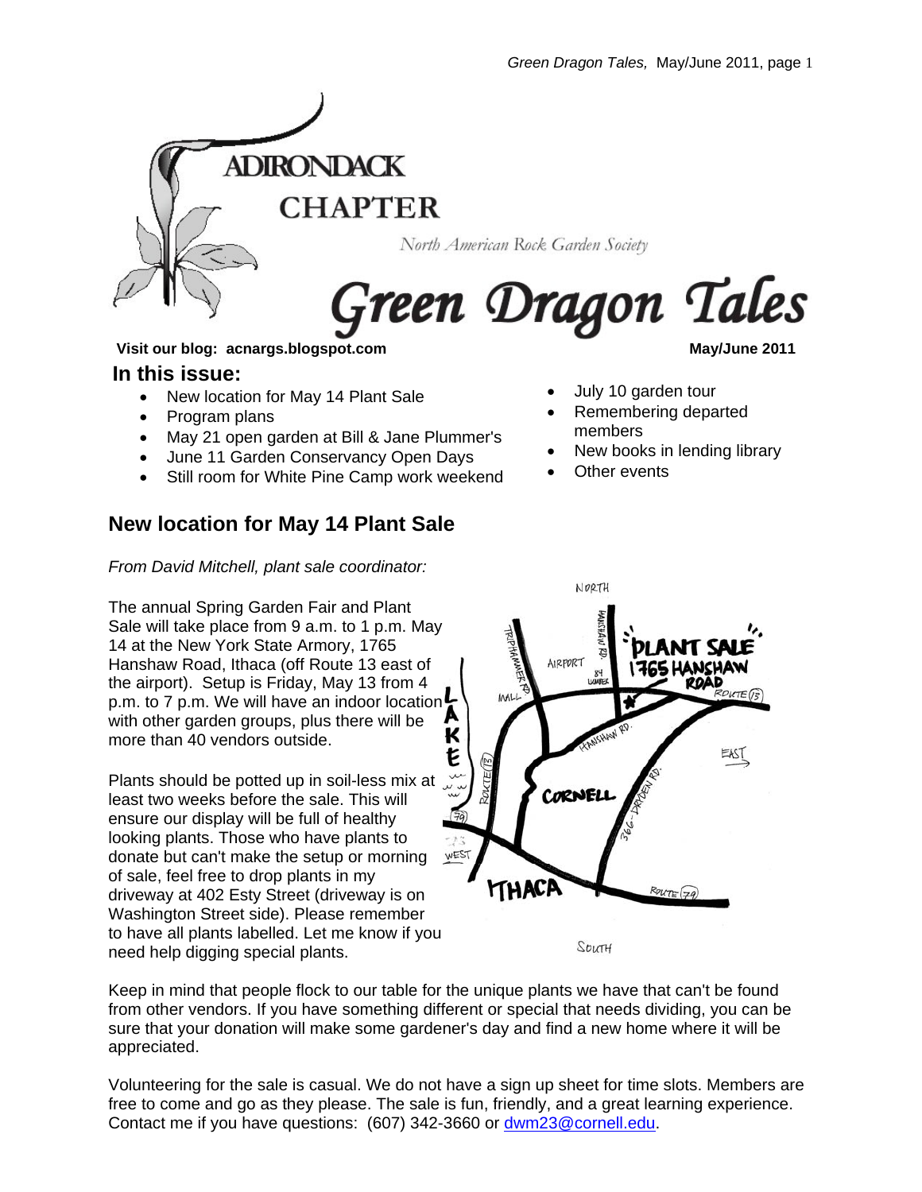# ADIRONDACK CHAPTER

North American Rock Garden Society

# Green Dragon Tales

**Visit our blog: acnargs.blogspot.com** **May/June 2011**

## In this issue:

- New location for May 14 Plant Sale
- Program plans
- May 21 open garden at Bill & Jane Plummer's
- June 11 Garden Conservancy Open Days
- Still room for White Pine Camp work weekend
- July 10 garden tour
- Remembering departed members
- New books in lending library
- Other events

## New location for May 14 Plant Sale

*From David Mitchell, plant sale coordinator:*

The annual Spring Garden Fair and Plant Sale will take place from 9 a.m. to 1 p.m. May 14 at the New York State Armory, 1765 Hanshaw Road, Ithaca (off Route 13 east of the airport). Setup is Friday, May 13 from 4 p.m. to 7 p.m. We will have an indoor location with other garden groups, plus there will be more than 40 vendors outside.

Plants should be potted up in soil-less mix at least two weeks before the sale. This will ensure our display will be full of healthy looking plants. Those who have plants to donate but can't make the setup or morning of sale, feel free to drop plants in my driveway at 402 Esty Street (driveway is on Washington Street side). Please remember to have all plants labelled. Let me know if you need help digging special plants.

NORTH
PLANT SALE
1765 HANSHAW ROAD
HANSHAW RD.
TRIPHAMMER RD.
AIRPORT
84 LUMBER
MALL
ROUTE 13
HANSHAW RD.
LAKE
ROUTE 13
EAST
CORNELL
366-DRYDEN RD.
79
WEST
ITHACA
ROUTE 79
SOUTH

Keep in mind that people flock to our table for the unique plants we have that can't be found from other vendors. If you have something different or special that needs dividing, you can be sure that your donation will make some gardener's day and find a new home where it will be appreciated.

Volunteering for the sale is casual. We do not have a sign up sheet for time slots. Members are free to come and go as they please. The sale is fun, friendly, and a great learning experience. Contact me if you have questions: (607) 342-3660 or dwm23@cornell.edu.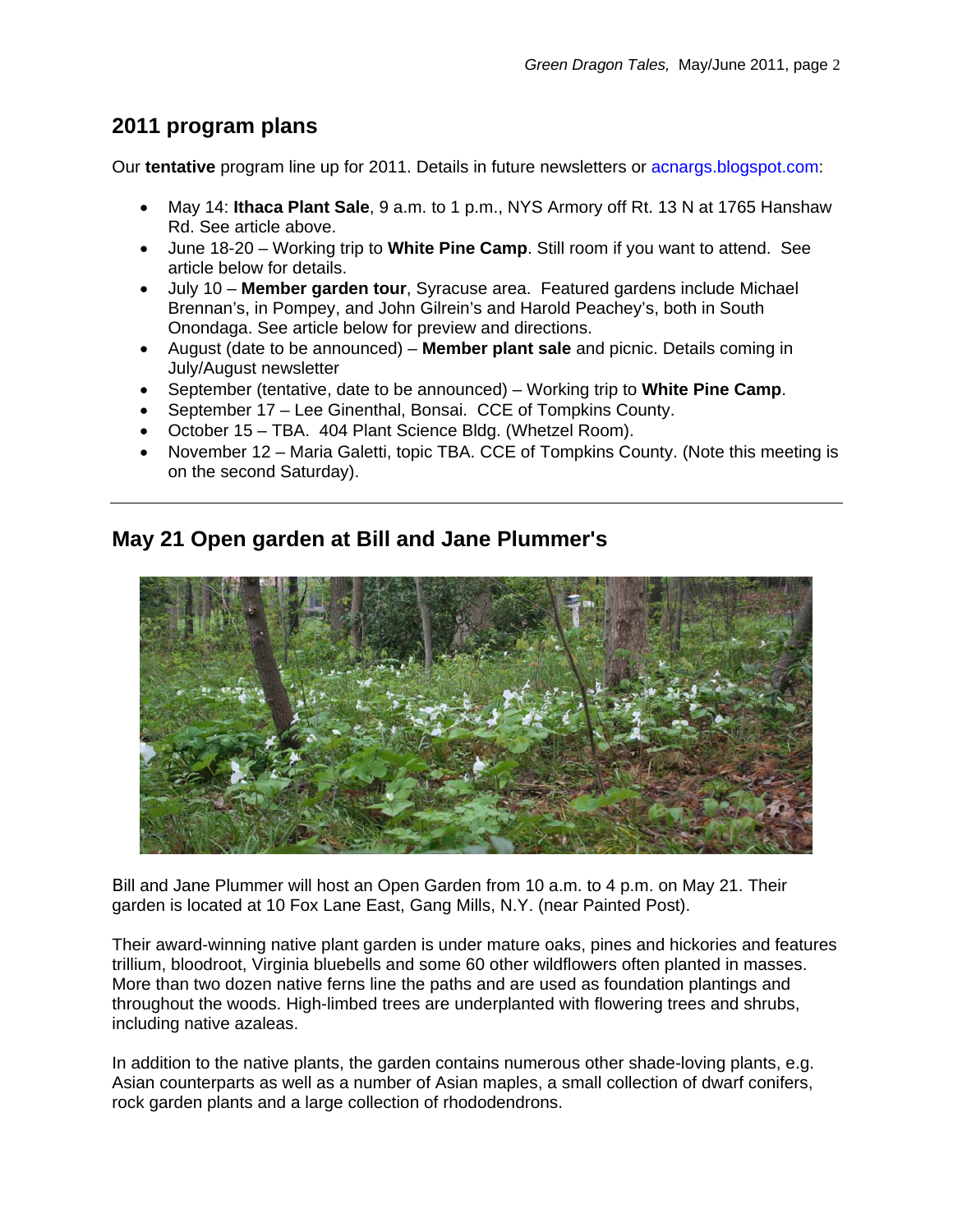## 2011 program plans

Our **tentative** program line up for 2011. Details in future newsletters or acnargs.blogspot.com:

- May 14: **Ithaca Plant Sale**, 9 a.m. to 1 p.m., NYS Armory off Rt. 13 N at 1765 Hanshaw Rd. See article above.
- June 18-20 – Working trip to **White Pine Camp**. Still room if you want to attend. See article below for details.
- July 10 – **Member garden tour**, Syracuse area. Featured gardens include Michael Brennan's, in Pompey, and John Gilrein's and Harold Peachey's, both in South Onondaga. See article below for preview and directions.
- August (date to be announced) – **Member plant sale** and picnic. Details coming in July/August newsletter
- September (tentative, date to be announced) – Working trip to **White Pine Camp**.
- September 17 – Lee Ginenthal, Bonsai. CCE of Tompkins County.
- October 15 – TBA. 404 Plant Science Bldg. (Whetzel Room).
- November 12 – Maria Galetti, topic TBA. CCE of Tompkins County. (Note this meeting is on the second Saturday).

---

## May 21 Open garden at Bill and Jane Plummer's

Bill and Jane Plummer will host an Open Garden from 10 a.m. to 4 p.m. on May 21. Their garden is located at 10 Fox Lane East, Gang Mills, N.Y. (near Painted Post).

Their award-winning native plant garden is under mature oaks, pines and hickories and features trillium, bloodroot, Virginia bluebells and some 60 other wildflowers often planted in masses. More than two dozen native ferns line the paths and are used as foundation plantings and throughout the woods. High-limbed trees are underplanted with flowering trees and shrubs, including native azaleas.

In addition to the native plants, the garden contains numerous other shade-loving plants, e.g. Asian counterparts as well as a number of Asian maples, a small collection of dwarf conifers, rock garden plants and a large collection of rhododendrons.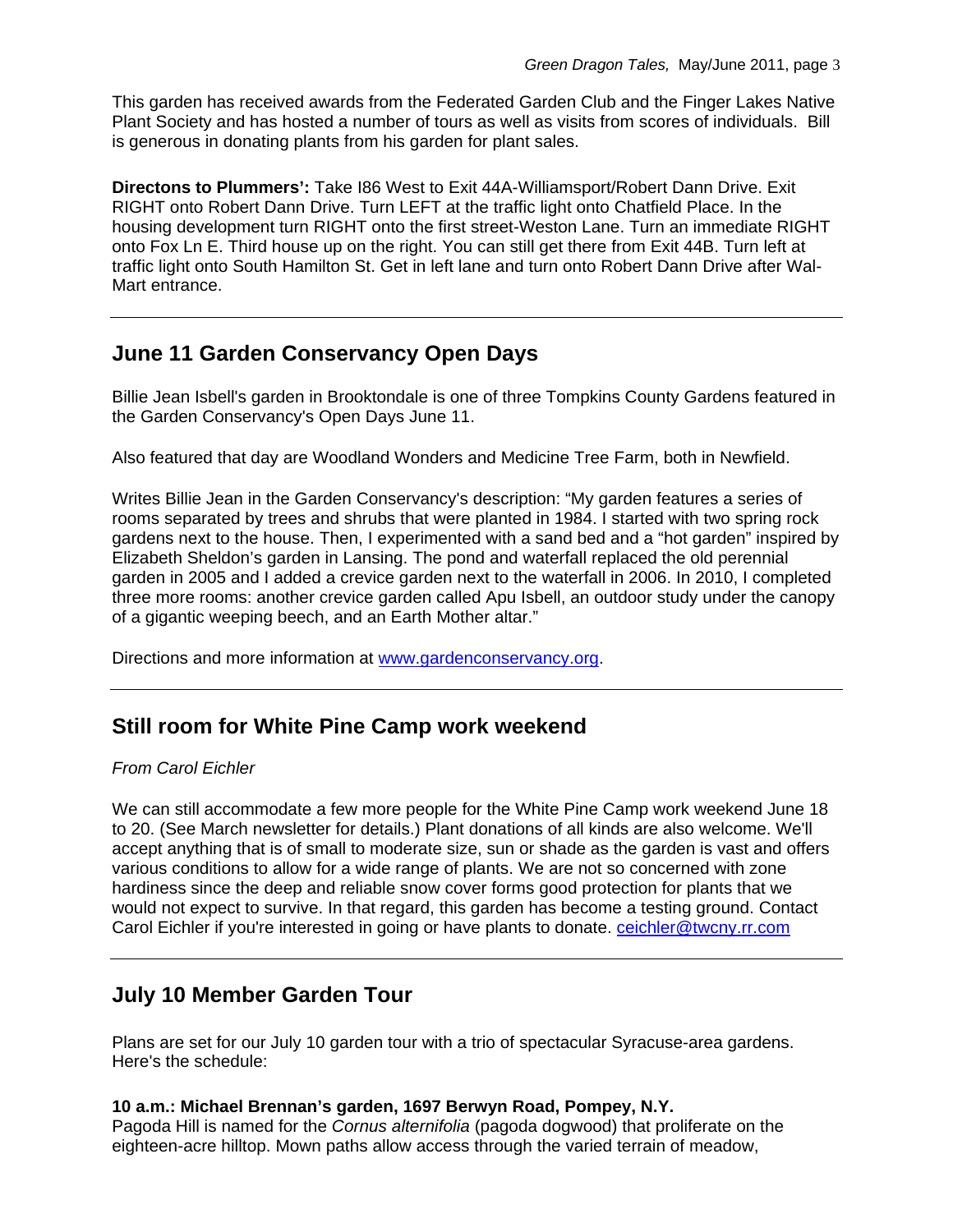This garden has received awards from the Federated Garden Club and the Finger Lakes Native Plant Society and has hosted a number of tours as well as visits from scores of individuals. Bill is generous in donating plants from his garden for plant sales.

**Directons to Plummers':** Take I86 West to Exit 44A-Williamsport/Robert Dann Drive. Exit RIGHT onto Robert Dann Drive. Turn LEFT at the traffic light onto Chatfield Place. In the housing development turn RIGHT onto the first street-Weston Lane. Turn an immediate RIGHT onto Fox Ln E. Third house up on the right. You can still get there from Exit 44B. Turn left at traffic light onto South Hamilton St. Get in left lane and turn onto Robert Dann Drive after Wal-Mart entrance.

---

## June 11 Garden Conservancy Open Days

Billie Jean Isbell's garden in Brooktondale is one of three Tompkins County Gardens featured in the Garden Conservancy's Open Days June 11.

Also featured that day are Woodland Wonders and Medicine Tree Farm, both in Newfield.

Writes Billie Jean in the Garden Conservancy's description: "My garden features a series of rooms separated by trees and shrubs that were planted in 1984. I started with two spring rock gardens next to the house. Then, I experimented with a sand bed and a "hot garden" inspired by Elizabeth Sheldon's garden in Lansing. The pond and waterfall replaced the old perennial garden in 2005 and I added a crevice garden next to the waterfall in 2006. In 2010, I completed three more rooms: another crevice garden called Apu Isbell, an outdoor study under the canopy of a gigantic weeping beech, and an Earth Mother altar."

Directions and more information at www.gardenconservancy.org.

---

## Still room for White Pine Camp work weekend

*From Carol Eichler*

We can still accommodate a few more people for the White Pine Camp work weekend June 18 to 20. (See March newsletter for details.) Plant donations of all kinds are also welcome. We'll accept anything that is of small to moderate size, sun or shade as the garden is vast and offers various conditions to allow for a wide range of plants. We are not so concerned with zone hardiness since the deep and reliable snow cover forms good protection for plants that we would not expect to survive. In that regard, this garden has become a testing ground. Contact Carol Eichler if you're interested in going or have plants to donate. ceichler@twcny.rr.com

---

## July 10 Member Garden Tour

Plans are set for our July 10 garden tour with a trio of spectacular Syracuse-area gardens. Here's the schedule:

**10 a.m.: Michael Brennan's garden, 1697 Berwyn Road, Pompey, N.Y.**
Pagoda Hill is named for the *Cornus alternifolia* (pagoda dogwood) that proliferate on the eighteen-acre hilltop. Mown paths allow access through the varied terrain of meadow,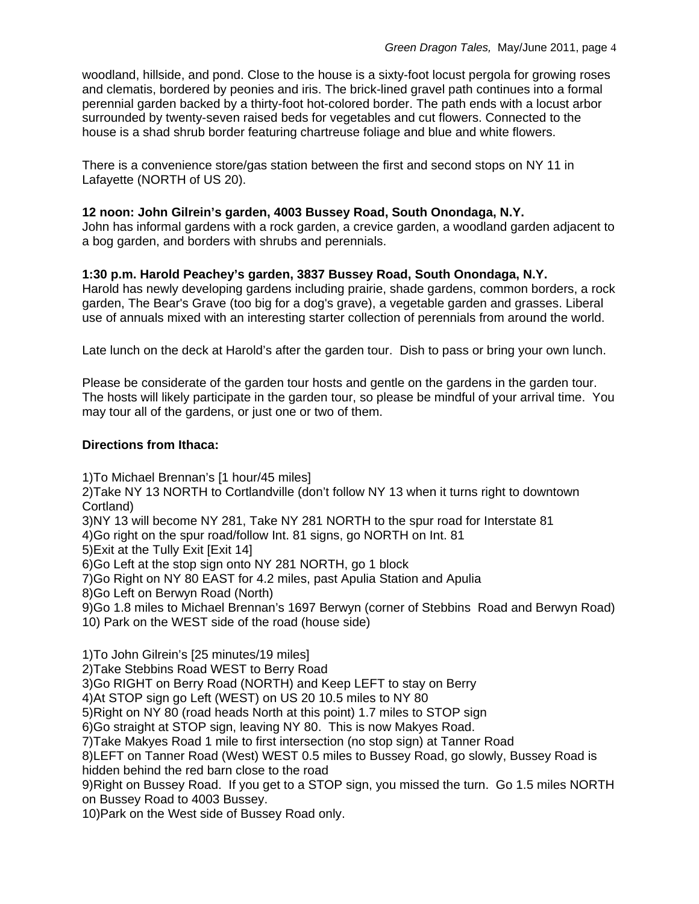woodland, hillside, and pond. Close to the house is a sixty-foot locust pergola for growing roses and clematis, bordered by peonies and iris. The brick-lined gravel path continues into a formal perennial garden backed by a thirty-foot hot-colored border. The path ends with a locust arbor surrounded by twenty-seven raised beds for vegetables and cut flowers. Connected to the house is a shad shrub border featuring chartreuse foliage and blue and white flowers.

There is a convenience store/gas station between the first and second stops on NY 11 in Lafayette (NORTH of US 20).

**12 noon: John Gilrein's garden, 4003 Bussey Road, South Onondaga, N.Y.**
John has informal gardens with a rock garden, a crevice garden, a woodland garden adjacent to a bog garden, and borders with shrubs and perennials.

**1:30 p.m. Harold Peachey's garden, 3837 Bussey Road, South Onondaga, N.Y.**
Harold has newly developing gardens including prairie, shade gardens, common borders, a rock garden, The Bear's Grave (too big for a dog's grave), a vegetable garden and grasses. Liberal use of annuals mixed with an interesting starter collection of perennials from around the world.

Late lunch on the deck at Harold's after the garden tour. Dish to pass or bring your own lunch.

Please be considerate of the garden tour hosts and gentle on the gardens in the garden tour. The hosts will likely participate in the garden tour, so please be mindful of your arrival time. You may tour all of the gardens, or just one or two of them.

**Directions from Ithaca:**

1)To Michael Brennan's [1 hour/45 miles]
2)Take NY 13 NORTH to Cortlandville (don't follow NY 13 when it turns right to downtown Cortland)
3)NY 13 will become NY 281, Take NY 281 NORTH to the spur road for Interstate 81
4)Go right on the spur road/follow Int. 81 signs, go NORTH on Int. 81
5)Exit at the Tully Exit [Exit 14]
6)Go Left at the stop sign onto NY 281 NORTH, go 1 block
7)Go Right on NY 80 EAST for 4.2 miles, past Apulia Station and Apulia
8)Go Left on Berwyn Road (North)
9)Go 1.8 miles to Michael Brennan's 1697 Berwyn (corner of Stebbins Road and Berwyn Road)
10) Park on the WEST side of the road (house side)

1)To John Gilrein's [25 minutes/19 miles]
2)Take Stebbins Road WEST to Berry Road
3)Go RIGHT on Berry Road (NORTH) and Keep LEFT to stay on Berry
4)At STOP sign go Left (WEST) on US 20 10.5 miles to NY 80
5)Right on NY 80 (road heads North at this point) 1.7 miles to STOP sign
6)Go straight at STOP sign, leaving NY 80. This is now Makyes Road.
7)Take Makyes Road 1 mile to first intersection (no stop sign) at Tanner Road
8)LEFT on Tanner Road (West) WEST 0.5 miles to Bussey Road, go slowly, Bussey Road is hidden behind the red barn close to the road
9)Right on Bussey Road. If you get to a STOP sign, you missed the turn. Go 1.5 miles NORTH on Bussey Road to 4003 Bussey.
10)Park on the West side of Bussey Road only.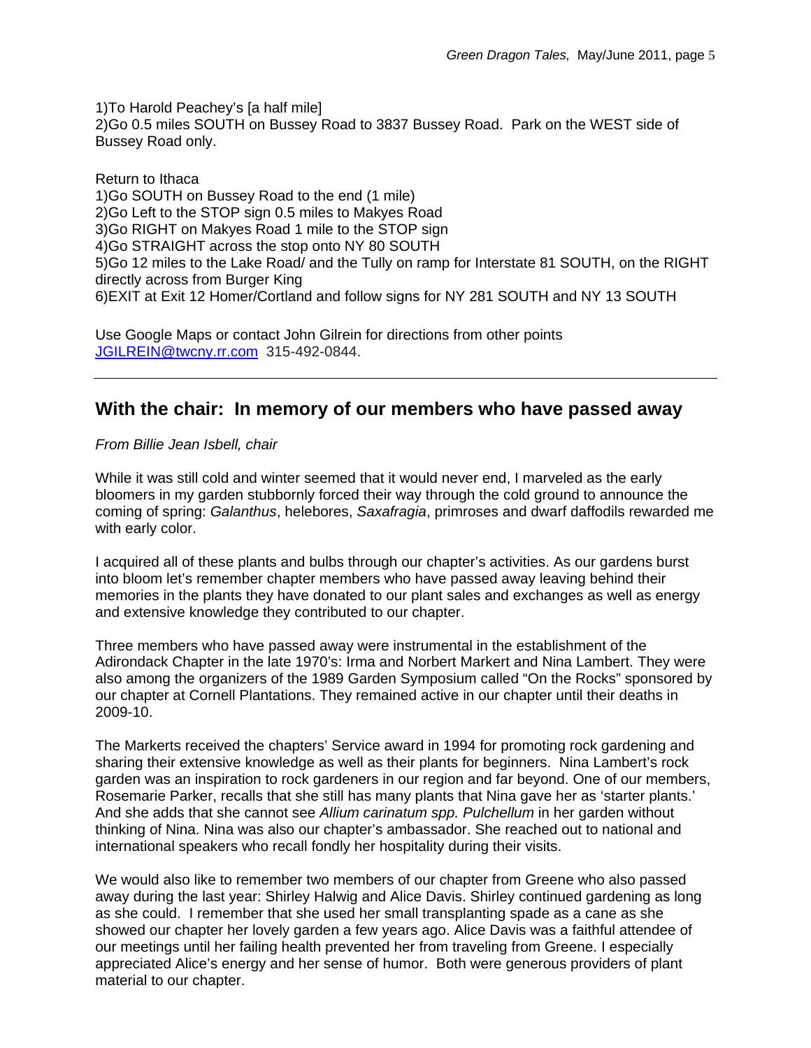1)To Harold Peachey's [a half mile]
2)Go 0.5 miles SOUTH on Bussey Road to 3837 Bussey Road. Park on the WEST side of Bussey Road only.

Return to Ithaca
1)Go SOUTH on Bussey Road to the end (1 mile)
2)Go Left to the STOP sign 0.5 miles to Makyes Road
3)Go RIGHT on Makyes Road 1 mile to the STOP sign
4)Go STRAIGHT across the stop onto NY 80 SOUTH
5)Go 12 miles to the Lake Road/ and the Tully on ramp for Interstate 81 SOUTH, on the RIGHT directly across from Burger King
6)EXIT at Exit 12 Homer/Cortland and follow signs for NY 281 SOUTH and NY 13 SOUTH

Use Google Maps or contact John Gilrein for directions from other points JGILREIN@twcny.rr.com 315-492-0844.

---

## With the chair: In memory of our members who have passed away

*From Billie Jean Isbell, chair*

While it was still cold and winter seemed that it would never end, I marveled as the early bloomers in my garden stubbornly forced their way through the cold ground to announce the coming of spring: *Galanthus*, helebores, *Saxafragia*, primroses and dwarf daffodils rewarded me with early color.

I acquired all of these plants and bulbs through our chapter's activities. As our gardens burst into bloom let's remember chapter members who have passed away leaving behind their memories in the plants they have donated to our plant sales and exchanges as well as energy and extensive knowledge they contributed to our chapter.

Three members who have passed away were instrumental in the establishment of the Adirondack Chapter in the late 1970's: Irma and Norbert Markert and Nina Lambert. They were also among the organizers of the 1989 Garden Symposium called "On the Rocks" sponsored by our chapter at Cornell Plantations. They remained active in our chapter until their deaths in 2009-10.

The Markerts received the chapters' Service award in 1994 for promoting rock gardening and sharing their extensive knowledge as well as their plants for beginners. Nina Lambert's rock garden was an inspiration to rock gardeners in our region and far beyond. One of our members, Rosemarie Parker, recalls that she still has many plants that Nina gave her as 'starter plants.' And she adds that she cannot see *Allium carinatum spp. Pulchellum* in her garden without thinking of Nina. Nina was also our chapter's ambassador. She reached out to national and international speakers who recall fondly her hospitality during their visits.

We would also like to remember two members of our chapter from Greene who also passed away during the last year: Shirley Halwig and Alice Davis. Shirley continued gardening as long as she could. I remember that she used her small transplanting spade as a cane as she showed our chapter her lovely garden a few years ago. Alice Davis was a faithful attendee of our meetings until her failing health prevented her from traveling from Greene. I especially appreciated Alice's energy and her sense of humor. Both were generous providers of plant material to our chapter.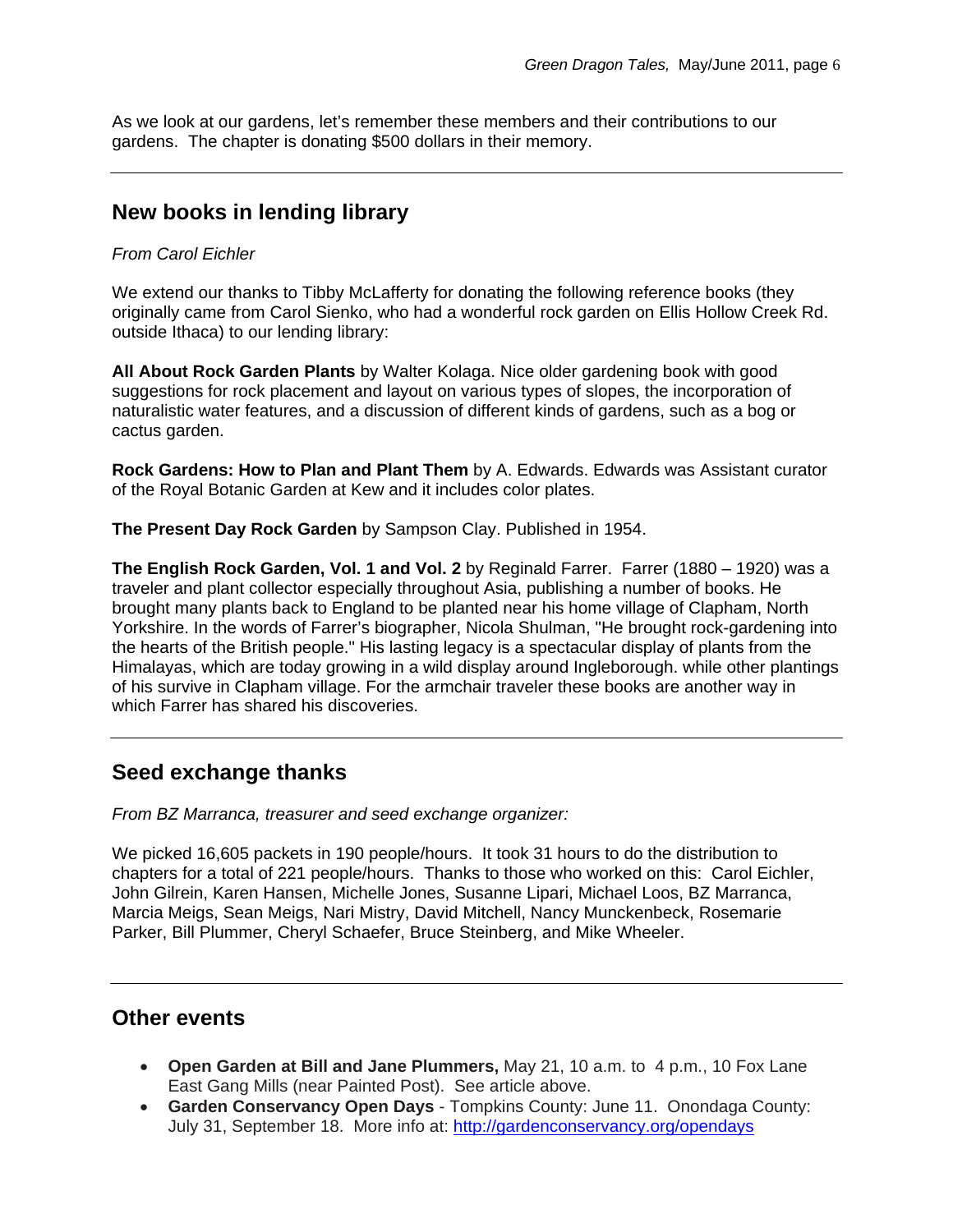As we look at our gardens, let's remember these members and their contributions to our gardens. The chapter is donating $500 dollars in their memory.

---

## New books in lending library

*From Carol Eichler*

We extend our thanks to Tibby McLafferty for donating the following reference books (they originally came from Carol Sienko, who had a wonderful rock garden on Ellis Hollow Creek Rd. outside Ithaca) to our lending library:

**All About Rock Garden Plants** by Walter Kolaga. Nice older gardening book with good suggestions for rock placement and layout on various types of slopes, the incorporation of naturalistic water features, and a discussion of different kinds of gardens, such as a bog or cactus garden.

**Rock Gardens: How to Plan and Plant Them** by A. Edwards. Edwards was Assistant curator of the Royal Botanic Garden at Kew and it includes color plates.

**The Present Day Rock Garden** by Sampson Clay. Published in 1954.

**The English Rock Garden, Vol. 1 and Vol. 2** by Reginald Farrer. Farrer (1880 – 1920) was a traveler and plant collector especially throughout Asia, publishing a number of books. He brought many plants back to England to be planted near his home village of Clapham, North Yorkshire. In the words of Farrer's biographer, Nicola Shulman, "He brought rock-gardening into the hearts of the British people." His lasting legacy is a spectacular display of plants from the Himalayas, which are today growing in a wild display around Ingleborough. while other plantings of his survive in Clapham village. For the armchair traveler these books are another way in which Farrer has shared his discoveries.

---

## Seed exchange thanks

*From BZ Marranca, treasurer and seed exchange organizer:*

We picked 16,605 packets in 190 people/hours. It took 31 hours to do the distribution to chapters for a total of 221 people/hours. Thanks to those who worked on this: Carol Eichler, John Gilrein, Karen Hansen, Michelle Jones, Susanne Lipari, Michael Loos, BZ Marranca, Marcia Meigs, Sean Meigs, Nari Mistry, David Mitchell, Nancy Munckenbeck, Rosemarie Parker, Bill Plummer, Cheryl Schaefer, Bruce Steinberg, and Mike Wheeler.

---

## Other events

- **Open Garden at Bill and Jane Plummers,** May 21, 10 a.m. to 4 p.m., 10 Fox Lane East Gang Mills (near Painted Post). See article above.
- **Garden Conservancy Open Days** - Tompkins County: June 11. Onondaga County: July 31, September 18. More info at: http://gardenconservancy.org/opendays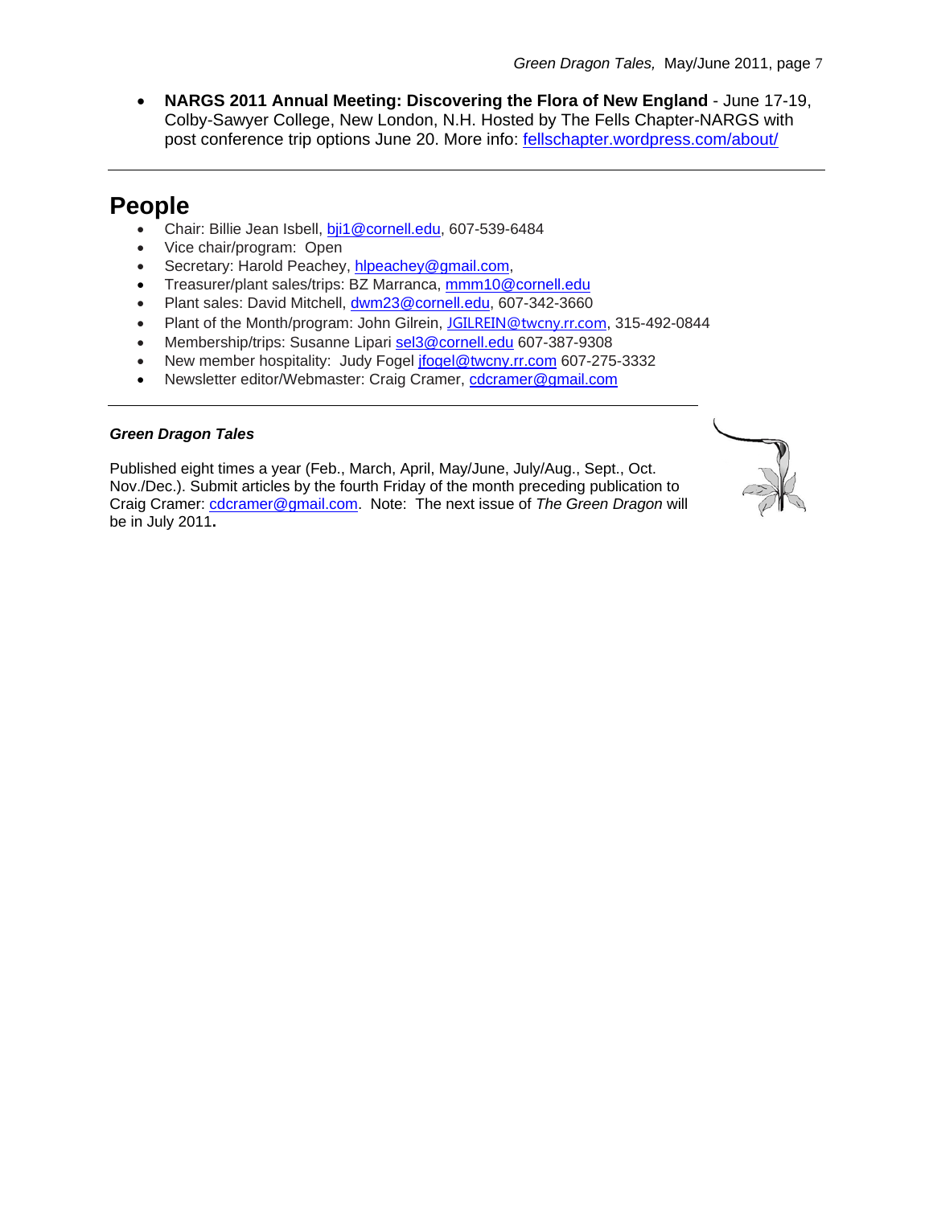- **NARGS 2011 Annual Meeting: Discovering the Flora of New England** - June 17-19, Colby-Sawyer College, New London, N.H. Hosted by The Fells Chapter-NARGS with post conference trip options June 20. More info: fellschapter.wordpress.com/about/

---

# People

- Chair: Billie Jean Isbell, bji1@cornell.edu, 607-539-6484
- Vice chair/program: Open
- Secretary: Harold Peachey, hlpeachey@gmail.com,
- Treasurer/plant sales/trips: BZ Marranca, mmm10@cornell.edu
- Plant sales: David Mitchell, dwm23@cornell.edu, 607-342-3660
- Plant of the Month/program: John Gilrein, JGILREIN@twcny.rr.com, 315-492-0844
- Membership/trips: Susanne Lipari sel3@cornell.edu 607-387-9308
- New member hospitality: Judy Fogel jfogel@twcny.rr.com 607-275-3332
- Newsletter editor/Webmaster: Craig Cramer, cdcramer@gmail.com

---

***Green Dragon Tales***

Published eight times a year (Feb., March, April, May/June, July/Aug., Sept., Oct. Nov./Dec.). Submit articles by the fourth Friday of the month preceding publication to Craig Cramer: cdcramer@gmail.com. Note: The next issue of *The Green Dragon* will be in July 2011**.**